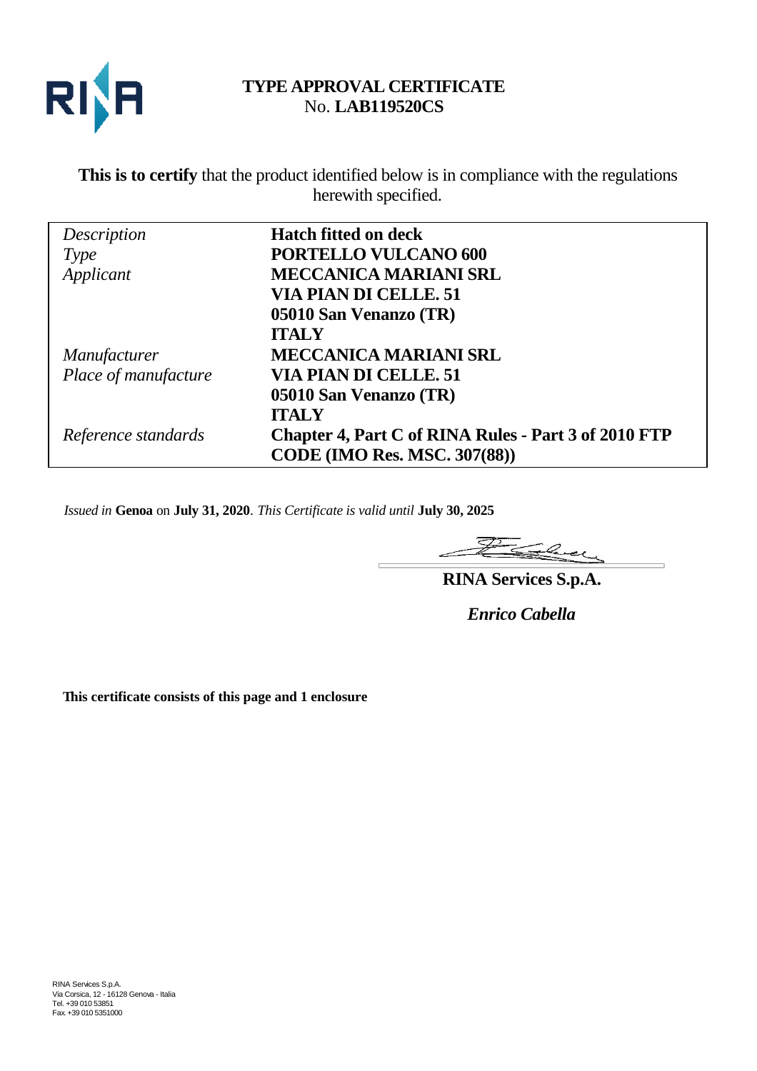# TYPE APPROVAL CERTIFICATE
No. **LAB119520CS**

**This is to certify** that the product identified below is in compliance with the regulations herewith specified.

| | |
|---|---|
| *Description* | **Hatch fitted on deck** |
| *Type* | **PORTELLO VULCANO 600** |
| *Applicant* | **MECCANICA MARIANI SRL**<br>**VIA PIAN DI CELLE. 51**<br>**05010 San Venanzo (TR)**<br>**ITALY** |
| *Manufacturer* | **MECCANICA MARIANI SRL** |
| *Place of manufacture* | **VIA PIAN DI CELLE. 51**<br>**05010 San Venanzo (TR)**<br>**ITALY** |
| *Reference standards* | **Chapter 4, Part C of RINA Rules - Part 3 of 2010 FTP CODE (IMO Res. MSC. 307(88))** |

*Issued in* **Genoa** on **July 31, 2020**. *This Certificate is valid until* **July 30, 2025**

**RINA Services S.p.A.**

***Enrico Cabella***

**This certificate consists of this page and 1 enclosure**

RINA Services S.p.A.
Via Corsica, 12 - 16128 Genova - Italia
Tel. +39 010 53851
Fax +39 010 5351000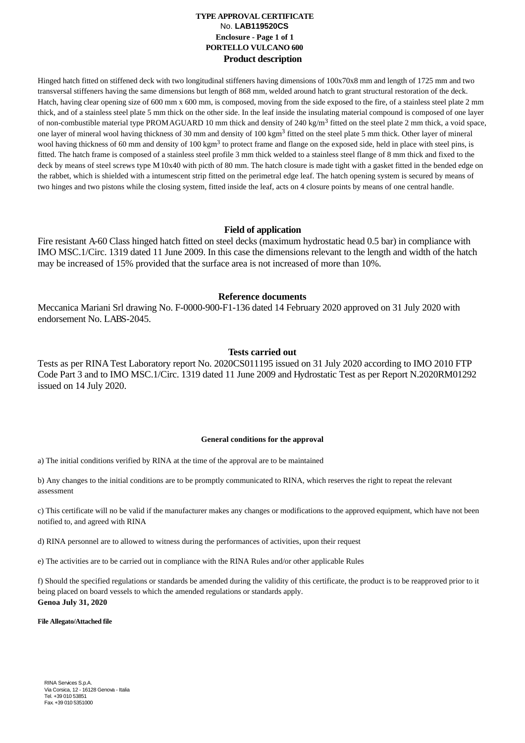**TYPE APPROVAL CERTIFICATE**
No. **LAB119520CS**
**Enclosure - Page 1 of 1**
**PORTELLO VULCANO 600**

## Product description

Hinged hatch fitted on stiffened deck with two longitudinal stiffeners having dimensions of 100x70x8 mm and length of 1725 mm and two transversal stiffeners having the same dimensions but length of 868 mm, welded around hatch to grant structural restoration of the deck. Hatch, having clear opening size of 600 mm x 600 mm, is composed, moving from the side exposed to the fire, of a stainless steel plate 2 mm thick, and of a stainless steel plate 5 mm thick on the other side. In the leaf inside the insulating material compound is composed of one layer of non-combustible material type PROMAGUARD 10 mm thick and density of 240 kg/m$^3$ fitted on the steel plate 2 mm thick, a void space, one layer of mineral wool having thickness of 30 mm and density of 100 kgm$^3$ fitted on the steel plate 5 mm thick. Other layer of mineral wool having thickness of 60 mm and density of 100 kgm$^3$ to protect frame and flange on the exposed side, held in place with steel pins, is fitted. The hatch frame is composed of a stainless steel profile 3 mm thick welded to a stainless steel flange of 8 mm thick and fixed to the deck by means of steel screws type M10x40 with picth of 80 mm. The hatch closure is made tight with a gasket fitted in the bended edge on the rabbet, which is shielded with a intumescent strip fitted on the perimetral edge leaf. The hatch opening system is secured by means of two hinges and two pistons while the closing system, fitted inside the leaf, acts on 4 closure points by means of one central handle.

## Field of application

Fire resistant A-60 Class hinged hatch fitted on steel decks (maximum hydrostatic head 0.5 bar) in compliance with IMO MSC.1/Circ. 1319 dated 11 June 2009. In this case the dimensions relevant to the length and width of the hatch may be increased of 15% provided that the surface area is not increased of more than 10%.

## Reference documents

Meccanica Mariani Srl drawing No. F-0000-900-F1-136 dated 14 February 2020 approved on 31 July 2020 with endorsement No. LABS-2045.

## Tests carried out

Tests as per RINA Test Laboratory report No. 2020CS011195 issued on 31 July 2020 according to IMO 2010 FTP Code Part 3 and to IMO MSC.1/Circ. 1319 dated 11 June 2009 and Hydrostatic Test as per Report N.2020RM01292 issued on 14 July 2020.

### General conditions for the approval

a) The initial conditions verified by RINA at the time of the approval are to be maintained

b) Any changes to the initial conditions are to be promptly communicated to RINA, which reserves the right to repeat the relevant assessment

c) This certificate will no be valid if the manufacturer makes any changes or modifications to the approved equipment, which have not been notified to, and agreed with RINA

d) RINA personnel are to allowed to witness during the performances of activities, upon their request

e) The activities are to be carried out in compliance with the RINA Rules and/or other applicable Rules

f) Should the specified regulations or standards be amended during the validity of this certificate, the product is to be reapproved prior to it being placed on board vessels to which the amended regulations or standards apply.

**Genoa July 31, 2020**

**File Allegato/Attached file**

RINA Services S.p.A.
Via Corsica, 12 - 16128 Genova - Italia
Tel. +39 010 53851
Fax +39 010 5351000